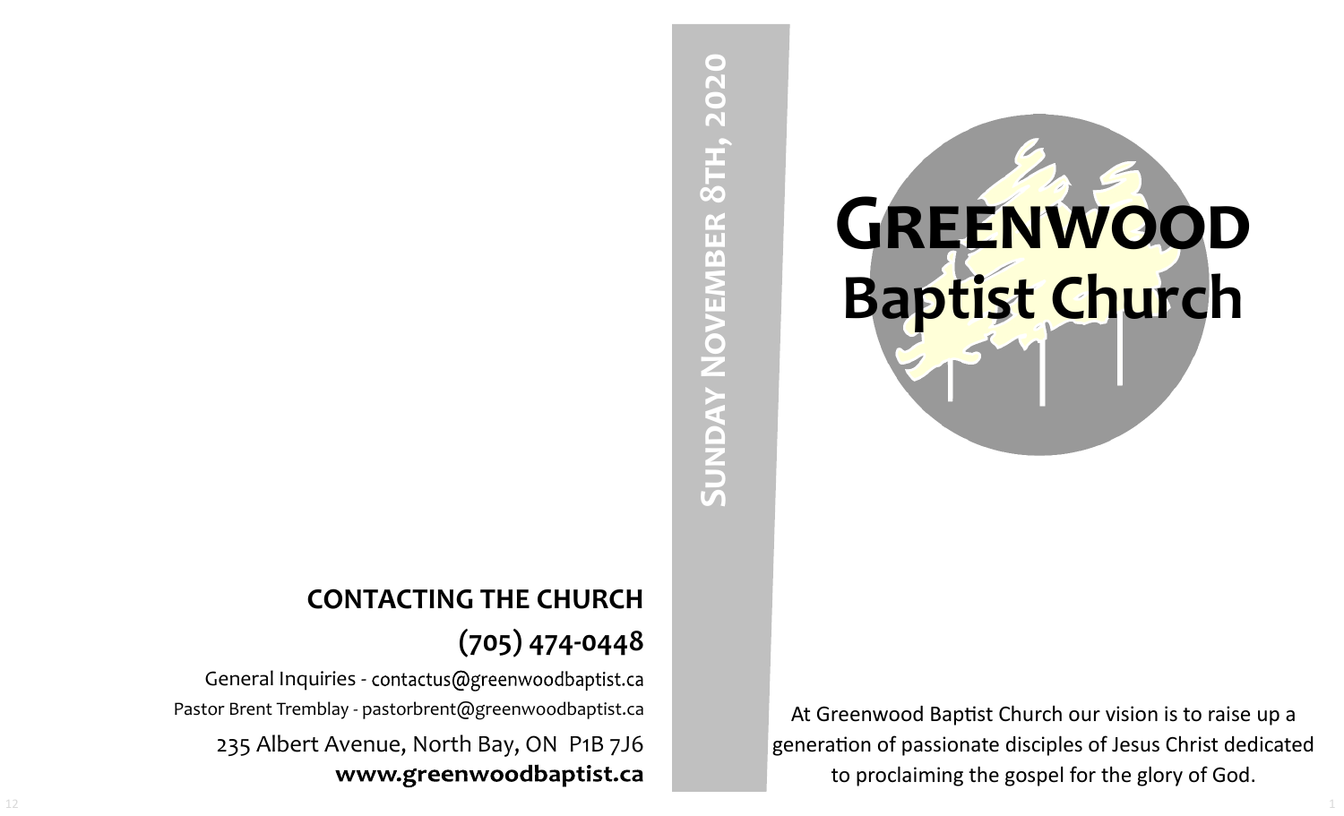## CONTACTING THE CHURCH

**(705) 474-0448**

General Inquiries - contactus@greenwoodbaptist.ca

Pastor Brent Tremblay - pastorbrent@greenwoodbaptist.ca

235 Albert Avenue, North Bay, ON  P1B 7J6

**www.greenwoodbaptist.ca**

**Sunday November 8th, 2020**

# Greenwood Baptist Church

At Greenwood Baptist Church our vision is to raise up a generation of passionate disciples of Jesus Christ dedicated to proclaiming the gospel for the glory of God.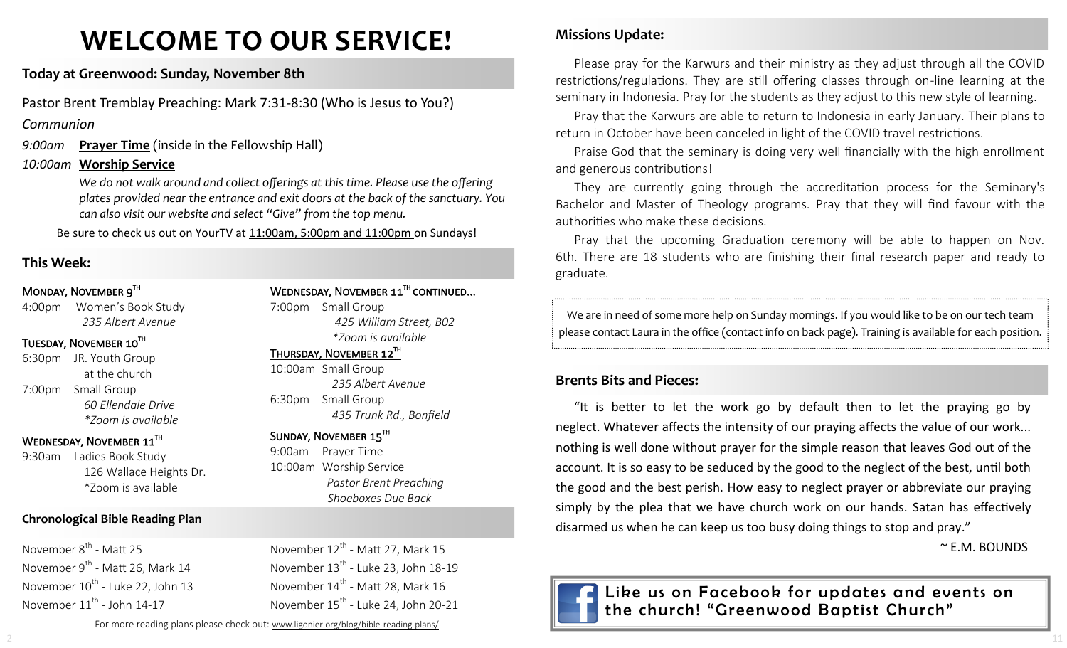# WELCOME TO OUR SERVICE!

## Today at Greenwood: Sunday, November 8th

Pastor Brent Tremblay Preaching: Mark 7:31-8:30 (Who is Jesus to You?)

*Communion*

*9:00am* **Prayer Time** (inside in the Fellowship Hall)

*10:00am* **Worship Service**

*We do not walk around and collect offerings at this time. Please use the offering plates provided near the entrance and exit doors at the back of the sanctuary. You can also visit our website and select "Give" from the top menu.*

Be sure to check us out on YourTV at 11:00am, 5:00pm and 11:00pm on Sundays!

## This Week:

**MONDAY, NOVEMBER 9TH**

4:00pm Women's Book Study
*235 Albert Avenue*

**TUESDAY, NOVEMBER 10TH**

6:30pm JR. Youth Group
at the church

7:00pm Small Group
*60 Ellendale Drive*
*\*Zoom is available*

**WEDNESDAY, NOVEMBER 11TH**

9:30am Ladies Book Study
126 Wallace Heights Dr.
*Zoom is available

**WEDNESDAY, NOVEMBER 11TH CONTINUED...**

7:00pm Small Group
*425 William Street, B02*
*\*Zoom is available*

**THURSDAY, NOVEMBER 12TH**

10:00am Small Group
*235 Albert Avenue*

6:30pm Small Group
*435 Trunk Rd., Bonfield*

**SUNDAY, NOVEMBER 15TH**

9:00am Prayer Time

10:00am Worship Service
*Pastor Brent Preaching*
*Shoeboxes Due Back*

## Chronological Bible Reading Plan

- November 8th - Matt 25
- November 9th - Matt 26, Mark 14
- November 10th - Luke 22, John 13
- November 11th - John 14-17
- November 12th - Matt 27, Mark 15
- November 13th - Luke 23, John 18-19
- November 14th - Matt 28, Mark 16
- November 15th - Luke 24, John 20-21

For more reading plans please check out: www.ligonier.org/blog/bible-reading-plans/

## Missions Update:

Please pray for the Karwurs and their ministry as they adjust through all the COVID restrictions/regulations. They are still offering classes through on-line learning at the seminary in Indonesia. Pray for the students as they adjust to this new style of learning.

Pray that the Karwurs are able to return to Indonesia in early January. Their plans to return in October have been canceled in light of the COVID travel restrictions.

Praise God that the seminary is doing very well financially with the high enrollment and generous contributions!

They are currently going through the accreditation process for the Seminary's Bachelor and Master of Theology programs. Pray that they will find favour with the authorities who make these decisions.

Pray that the upcoming Graduation ceremony will be able to happen on Nov. 6th. There are 18 students who are finishing their final research paper and ready to graduate.

We are in need of some more help on Sunday mornings. If you would like to be on our tech team please contact Laura in the office (contact info on back page). Training is available for each position.

## Brents Bits and Pieces:

"It is better to let the work go by default then to let the praying go by neglect. Whatever affects the intensity of our praying affects the value of our work... nothing is well done without prayer for the simple reason that leaves God out of the account. It is so easy to be seduced by the good to the neglect of the best, until both the good and the best perish. How easy to neglect prayer or abbreviate our praying simply by the plea that we have church work on our hands. Satan has effectively disarmed us when he can keep us too busy doing things to stop and pray."

~ E.M. BOUNDS

**Like us on Facebook for updates and events on the church! "Greenwood Baptist Church"**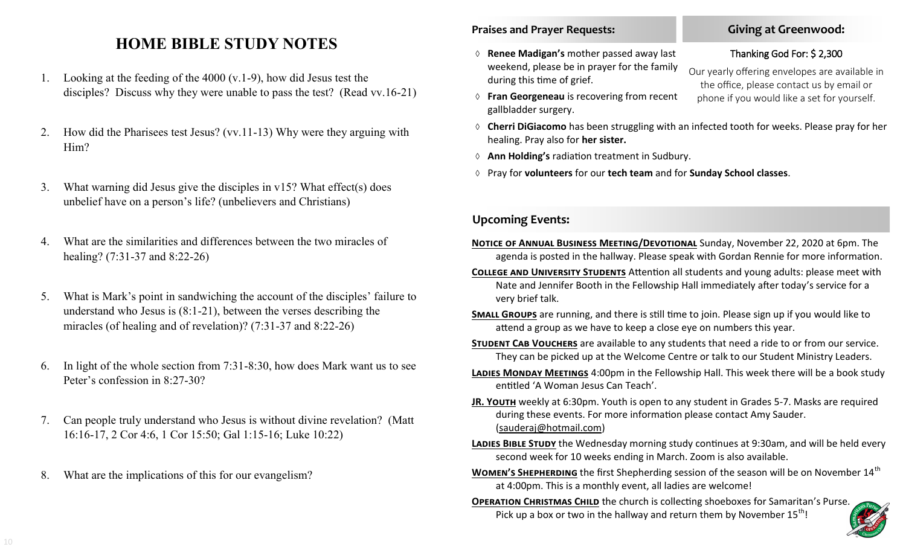# HOME BIBLE STUDY NOTES

1. Looking at the feeding of the 4000 (v.1-9), how did Jesus test the disciples? Discuss why they were unable to pass the test? (Read vv.16-21)

2. How did the Pharisees test Jesus? (vv.11-13) Why were they arguing with Him?

3. What warning did Jesus give the disciples in v15? What effect(s) does unbelief have on a person's life? (unbelievers and Christians)

4. What are the similarities and differences between the two miracles of healing? (7:31-37 and 8:22-26)

5. What is Mark's point in sandwiching the account of the disciples' failure to understand who Jesus is (8:1-21), between the verses describing the miracles (of healing and of revelation)? (7:31-37 and 8:22-26)

6. In light of the whole section from 7:31-8:30, how does Mark want us to see Peter's confession in 8:27-30?

7. Can people truly understand who Jesus is without divine revelation? (Matt 16:16-17, 2 Cor 4:6, 1 Cor 15:50; Gal 1:15-16; Luke 10:22)

8. What are the implications of this for our evangelism?

## Praises and Prayer Requests:

- **Renee Madigan's** mother passed away last weekend, please be in prayer for the family during this time of grief.
- **Fran Georgeneau** is recovering from recent gallbladder surgery.
- **Cherri DiGiacomo** has been struggling with an infected tooth for weeks. Please pray for her healing. Pray also for **her sister.**
- **Ann Holding's** radiation treatment in Sudbury.
- Pray for **volunteers** for our **tech team** and for **Sunday School classes**.

## Giving at Greenwood:

Thanking God For: $ 2,300

Our yearly offering envelopes are available in the office, please contact us by email or phone if you would like a set for yourself.

## Upcoming Events:

**NOTICE OF ANNUAL BUSINESS MEETING/DEVOTIONAL** Sunday, November 22, 2020 at 6pm. The agenda is posted in the hallway. Please speak with Gordan Rennie for more information.

**COLLEGE AND UNIVERSITY STUDENTS** Attention all students and young adults: please meet with Nate and Jennifer Booth in the Fellowship Hall immediately after today's service for a very brief talk.

**SMALL GROUPS** are running, and there is still time to join. Please sign up if you would like to attend a group as we have to keep a close eye on numbers this year.

**STUDENT CAB VOUCHERS** are available to any students that need a ride to or from our service. They can be picked up at the Welcome Centre or talk to our Student Ministry Leaders.

**LADIES MONDAY MEETINGS** 4:00pm in the Fellowship Hall. This week there will be a book study entitled 'A Woman Jesus Can Teach'.

**JR. YOUTH** weekly at 6:30pm. Youth is open to any student in Grades 5-7. Masks are required during these events. For more information please contact Amy Sauder. (sauderaj@hotmail.com)

**LADIES BIBLE STUDY** the Wednesday morning study continues at 9:30am, and will be held every second week for 10 weeks ending in March. Zoom is also available.

**WOMEN'S SHEPHERDING** the first Shepherding session of the season will be on November 14th at 4:00pm. This is a monthly event, all ladies are welcome!

**OPERATION CHRISTMAS CHILD** the church is collecting shoeboxes for Samaritan's Purse. Pick up a box or two in the hallway and return them by November 15th!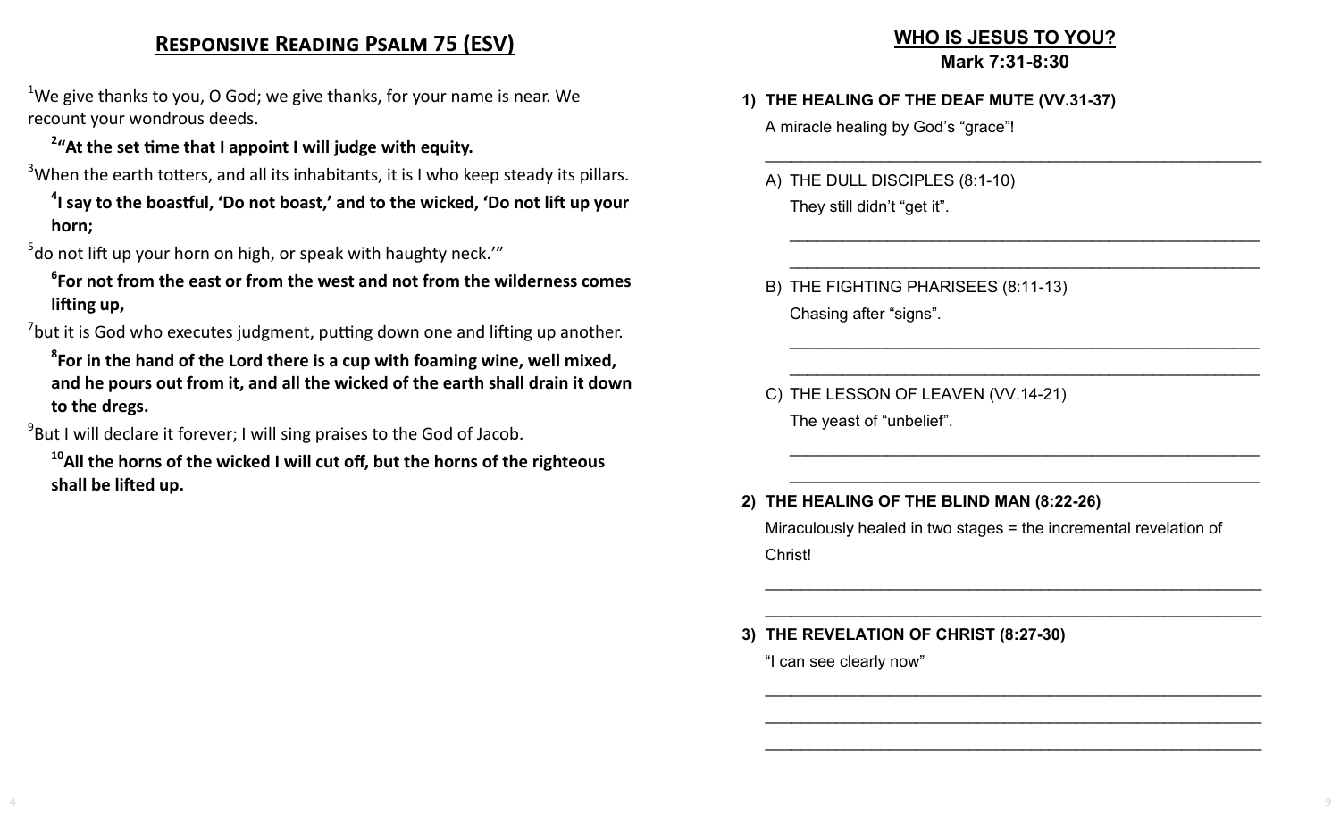## Responsive Reading Psalm 75 (ESV)

[1]We give thanks to you, O God; we give thanks, for your name is near. We recount your wondrous deeds.

**[2]"At the set time that I appoint I will judge with equity.**

[3]When the earth totters, and all its inhabitants, it is I who keep steady its pillars.

**[4]I say to the boastful, 'Do not boast,' and to the wicked, 'Do not lift up your horn;**

[5]do not lift up your horn on high, or speak with haughty neck.'"

**[6]For not from the east or from the west and not from the wilderness comes lifting up,**

[7]but it is God who executes judgment, putting down one and lifting up another.

**[8]For in the hand of the Lord there is a cup with foaming wine, well mixed, and he pours out from it, and all the wicked of the earth shall drain it down to the dregs.**

[9]But I will declare it forever; I will sing praises to the God of Jacob.

**[10]All the horns of the wicked I will cut off, but the horns of the righteous shall be lifted up.**

## WHO IS JESUS TO YOU?
### Mark 7:31-8:30

**1) THE HEALING OF THE DEAF MUTE (VV.31-37)**

A miracle healing by God's "grace"!

_______________________________________________

A) THE DULL DISCIPLES (8:1-10)

They still didn't "get it".

_______________________________________________

_______________________________________________

B) THE FIGHTING PHARISEES (8:11-13)

Chasing after "signs".

_______________________________________________

_______________________________________________

C) THE LESSON OF LEAVEN (VV.14-21)

The yeast of "unbelief".

_______________________________________________

_______________________________________________

**2) THE HEALING OF THE BLIND MAN (8:22-26)**

Miraculously healed in two stages = the incremental revelation of Christ!

_______________________________________________

_______________________________________________

**3) THE REVELATION OF CHRIST (8:27-30)**

"I can see clearly now"

_______________________________________________

_______________________________________________

_______________________________________________